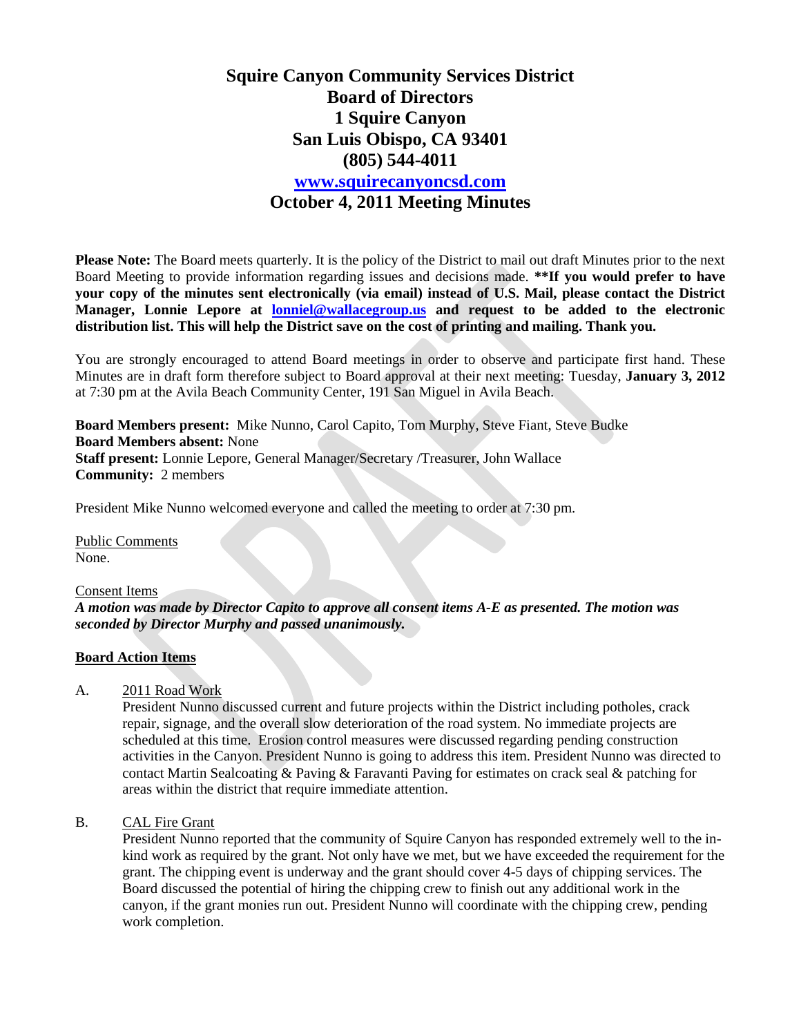# Squire Canyon Community Services District
## Board of Directors
## 1 Squire Canyon
## San Luis Obispo, CA 93401
## (805) 544-4011
## [www.squirecanyoncsd.com](http://www.squirecanyoncsd.com)
## October 4, 2011 Meeting Minutes

**Please Note:** The Board meets quarterly. It is the policy of the District to mail out draft Minutes prior to the next Board Meeting to provide information regarding issues and decisions made. **\*\*If you would prefer to have your copy of the minutes sent electronically (via email) instead of U.S. Mail, please contact the District Manager, Lonnie Lepore at [lonniel@wallacegroup.us](mailto:lonniel@wallacegroup.us) and request to be added to the electronic distribution list. This will help the District save on the cost of printing and mailing. Thank you.**

You are strongly encouraged to attend Board meetings in order to observe and participate first hand. These Minutes are in draft form therefore subject to Board approval at their next meeting: Tuesday, **January 3, 2012** at 7:30 pm at the Avila Beach Community Center, 191 San Miguel in Avila Beach.

**Board Members present:** Mike Nunno, Carol Capito, Tom Murphy, Steve Fiant, Steve Budke
**Board Members absent:** None
**Staff present:** Lonnie Lepore, General Manager/Secretary /Treasurer, John Wallace
**Community:** 2 members

President Mike Nunno welcomed everyone and called the meeting to order at 7:30 pm.

Public Comments
None.

Consent Items
***A motion was made by Director Capito to approve all consent items A-E as presented. The motion was seconded by Director Murphy and passed unanimously.***

**Board Action Items**

A. 2011 Road Work

President Nunno discussed current and future projects within the District including potholes, crack repair, signage, and the overall slow deterioration of the road system. No immediate projects are scheduled at this time. Erosion control measures were discussed regarding pending construction activities in the Canyon. President Nunno is going to address this item. President Nunno was directed to contact Martin Sealcoating & Paving & Faravanti Paving for estimates on crack seal & patching for areas within the district that require immediate attention.

B. CAL Fire Grant

President Nunno reported that the community of Squire Canyon has responded extremely well to the in-kind work as required by the grant. Not only have we met, but we have exceeded the requirement for the grant. The chipping event is underway and the grant should cover 4-5 days of chipping services. The Board discussed the potential of hiring the chipping crew to finish out any additional work in the canyon, if the grant monies run out. President Nunno will coordinate with the chipping crew, pending work completion.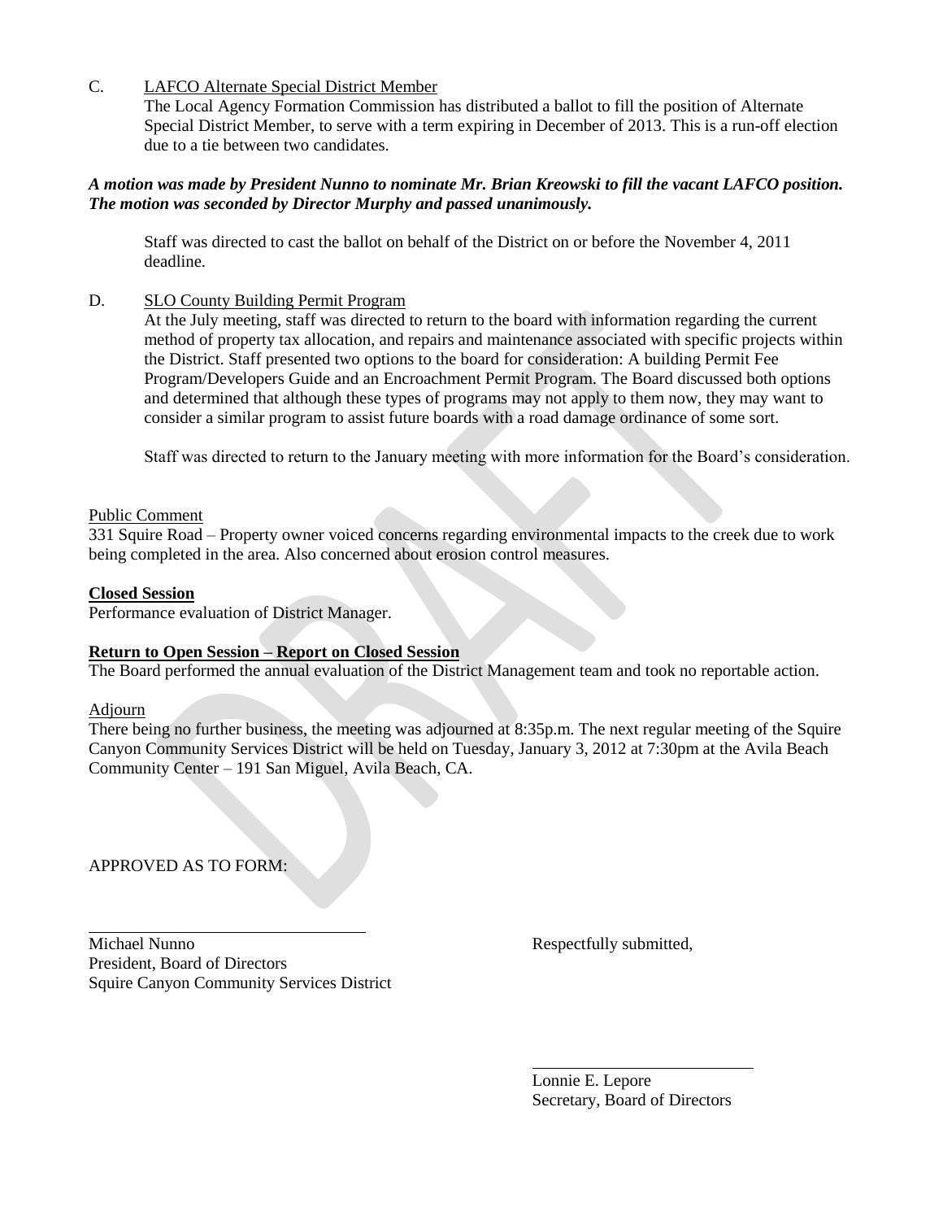C. <u>LAFCO Alternate Special District Member</u>

The Local Agency Formation Commission has distributed a ballot to fill the position of Alternate Special District Member, to serve with a term expiring in December of 2013. This is a run-off election due to a tie between two candidates.

***A motion was made by President Nunno to nominate Mr. Brian Kreowski to fill the vacant LAFCO position. The motion was seconded by Director Murphy and passed unanimously.***

Staff was directed to cast the ballot on behalf of the District on or before the November 4, 2011 deadline.

D. <u>SLO County Building Permit Program</u>

At the July meeting, staff was directed to return to the board with information regarding the current method of property tax allocation, and repairs and maintenance associated with specific projects within the District. Staff presented two options to the board for consideration: A building Permit Fee Program/Developers Guide and an Encroachment Permit Program. The Board discussed both options and determined that although these types of programs may not apply to them now, they may want to consider a similar program to assist future boards with a road damage ordinance of some sort.

Staff was directed to return to the January meeting with more information for the Board's consideration.

<u>Public Comment</u>

331 Squire Road – Property owner voiced concerns regarding environmental impacts to the creek due to work being completed in the area. Also concerned about erosion control measures.

**<u>Closed Session</u>**

Performance evaluation of District Manager.

**<u>Return to Open Session – Report on Closed Session</u>**

The Board performed the annual evaluation of the District Management team and took no reportable action.

<u>Adjourn</u>

There being no further business, the meeting was adjourned at 8:35p.m. The next regular meeting of the Squire Canyon Community Services District will be held on Tuesday, January 3, 2012 at 7:30pm at the Avila Beach Community Center – 191 San Miguel, Avila Beach, CA.

APPROVED AS TO FORM:

\_\_\_\_\_\_\_\_\_\_\_\_\_\_\_\_\_\_\_\_\_\_\_\_\_\_\_\_\_\_\_\_
Michael Nunno
President, Board of Directors
Squire Canyon Community Services District

Respectfully submitted,

\_\_\_\_\_\_\_\_\_\_\_\_\_\_\_\_\_\_\_\_\_\_\_\_\_\_\_\_
Lonnie E. Lepore
Secretary, Board of Directors